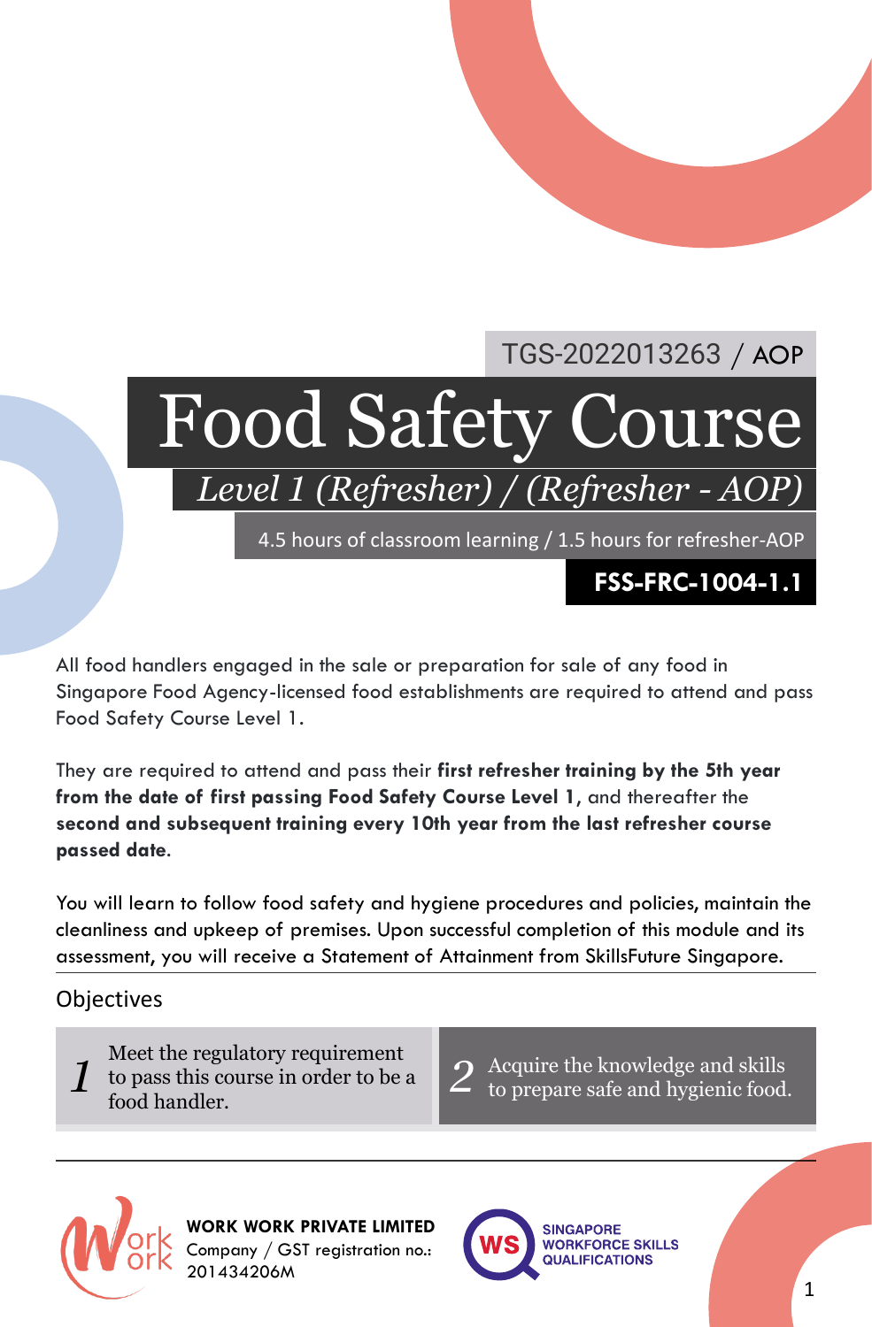TGS-2022013263 / AOP

# Food Safety Course

## *Level 1 (Refresher) / (Refresher - AOP)*

4.5 hours of classroom learning / 1.5 hours for refresher-AOP

**FSS-FRC-1004-1.1**

All food handlers engaged in the sale or preparation for sale of any food in Singapore Food Agency-licensed food establishments are required to attend and pass Food Safety Course Level 1.

They are required to attend and pass their **first refresher training by the 5th year from the date of first passing Food Safety Course Level 1**, and thereafter the **second and subsequent training every 10th year from the last refresher course passed date**.

You will learn to follow food safety and hygiene procedures and policies, maintain the cleanliness and upkeep of premises. Upon successful completion of this module and its assessment, you will receive a Statement of Attainment from SkillsFuture Singapore.

## Objectives

1. Meet the regulatory requirement to pass this course in order to be a food handler.
2. Acquire the knowledge and skills to prepare safe and hygienic food.

**WORK WORK PRIVATE LIMITED**
Company / GST registration no.: 201434206M

SINGAPORE WORKFORCE SKILLS QUALIFICATIONS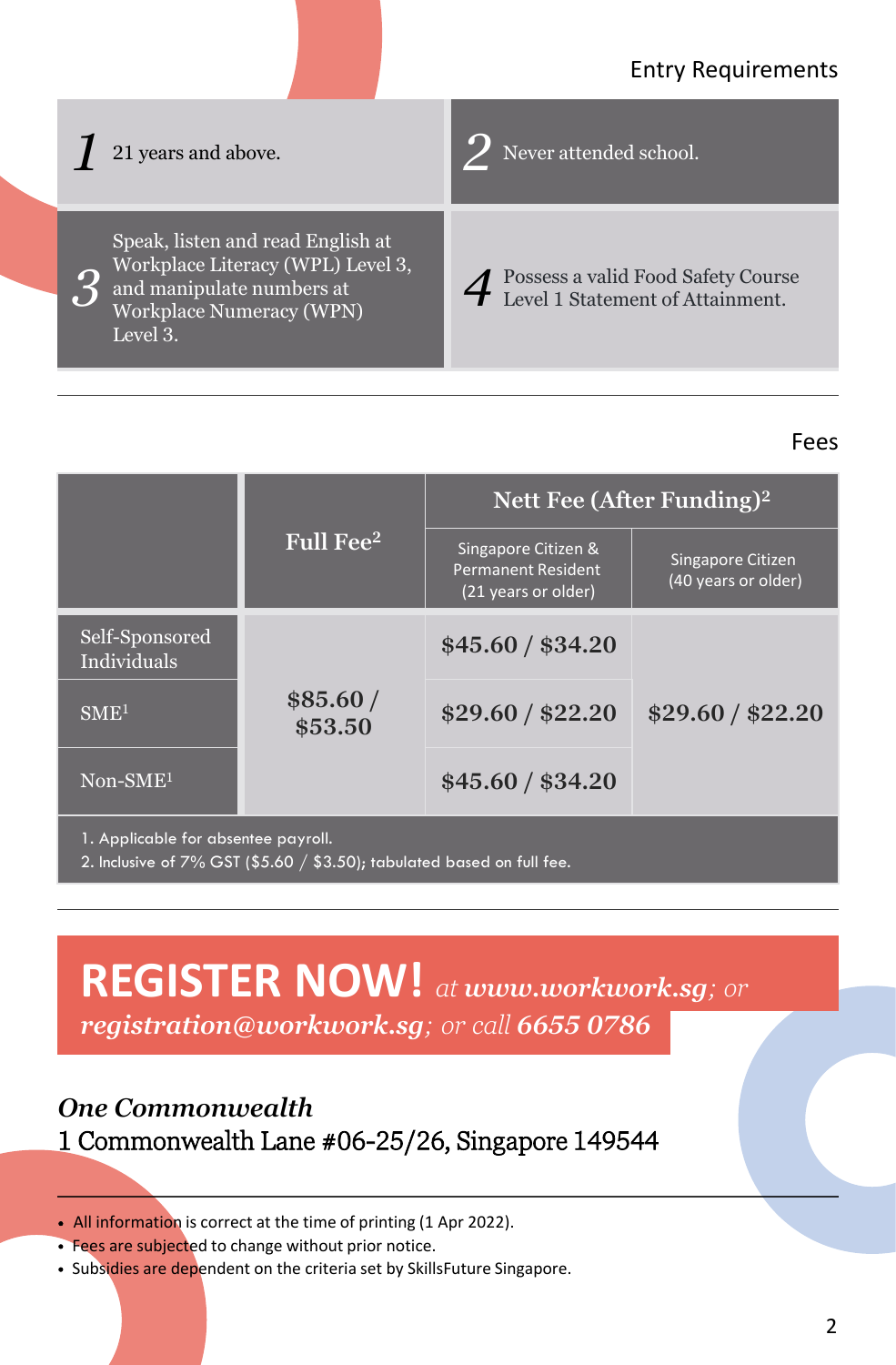## Entry Requirements

1. 21 years and above.
2. Never attended school.
3. Speak, listen and read English at Workplace Literacy (WPL) Level 3, and manipulate numbers at Workplace Numeracy (WPN) Level 3.
4. Possess a valid Food Safety Course Level 1 Statement of Attainment.

## Fees

| | Full Fee[2] | Nett Fee (After Funding)[2] | |
|---|---|---|---|
| | | Singapore Citizen & Permanent Resident (21 years or older) | Singapore Citizen (40 years or older) |
| Self-Sponsored Individuals | $85.60 / $53.50 | $45.60 / $34.20 | $29.60 / $22.20 |
| SME[1] | | $29.60 / $22.20 | |
| Non-SME[1] | | $45.60 / $34.20 | |

1. Applicable for absentee payroll.
2. Inclusive of 7% GST ($5.60 / $3.50); tabulated based on full fee.

**REGISTER NOW!** *at* ***www.workwork.sg****; or* ***registration@workwork.sg****; or call* ***6655 0786***

***One Commonwealth***
1 Commonwealth Lane #06-25/26, Singapore 149544

- All information is correct at the time of printing (1 Apr 2022).
- Fees are subjected to change without prior notice.
- Subsidies are dependent on the criteria set by SkillsFuture Singapore.